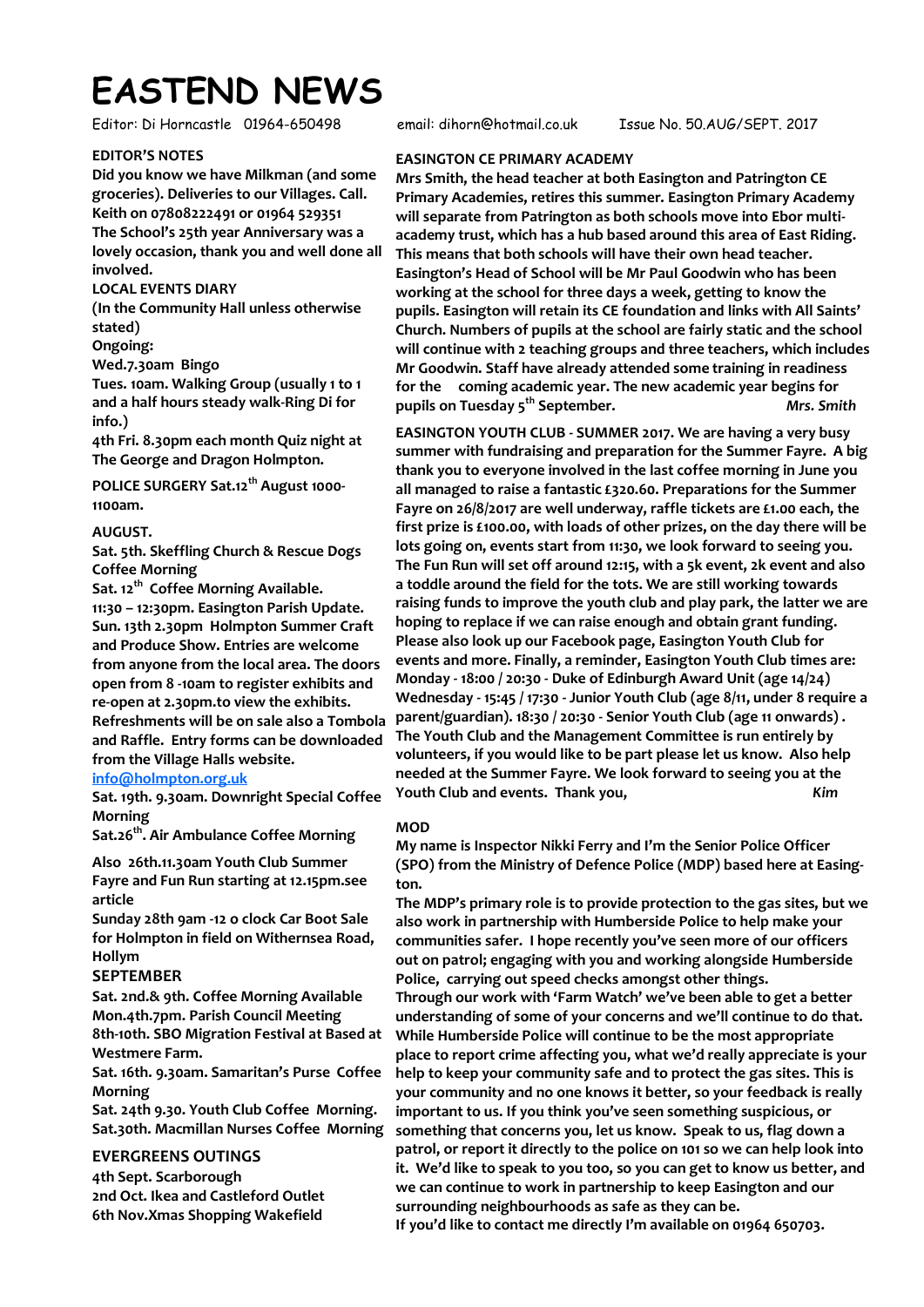# EASTEND NEWS

Editor: Di Horncastle 01964-650498 email: dihorn@hotmail.co.uk Issue No. 50.AUG/SEPT. 2017

**EDITOR'S NOTES**

**Did you know we have Milkman (and some groceries). Deliveries to our Villages. Call. Keith on 07808222491 or 01964 529351**

**The School's 25th year Anniversary was a lovely occasion, thank you and well done all involved.**

**LOCAL EVENTS DIARY**

**(In the Community Hall unless otherwise stated)**

**Ongoing:**

**Wed.7.30am Bingo**

**Tues. 10am. Walking Group (usually 1 to 1 and a half hours steady walk-Ring Di for info.)**

**4th Fri. 8.30pm each month Quiz night at The George and Dragon Holmpton.**

**POLICE SURGERY Sat.12th August 1000-1100am.**

**AUGUST.**

**Sat. 5th. Skeffling Church & Rescue Dogs Coffee Morning**

**Sat. 12th Coffee Morning Available.**

**11:30 – 12:30pm. Easington Parish Update.**

**Sun. 13th 2.30pm Holmpton Summer Craft and Produce Show. Entries are welcome from anyone from the local area. The doors open from 8 -10am to register exhibits and re-open at 2.30pm.to view the exhibits. Refreshments will be on sale also a Tombola and Raffle. Entry forms can be downloaded from the Village Halls website.**

**info@holmpton.org.uk**

**Sat. 19th. 9.30am. Downright Special Coffee Morning**

**Sat.26th. Air Ambulance Coffee Morning**

**Also 26th.11.30am Youth Club Summer Fayre and Fun Run starting at 12.15pm.see article**

**Sunday 28th 9am -12 o clock Car Boot Sale for Holmpton in field on Withernsea Road, Hollym**

**SEPTEMBER**

**Sat. 2nd.& 9th. Coffee Morning Available**

**Mon.4th.7pm. Parish Council Meeting**

**8th-10th. SBO Migration Festival at Based at Westmere Farm.**

**Sat. 16th. 9.30am. Samaritan's Purse Coffee Morning**

**Sat. 24th 9.30. Youth Club Coffee Morning.**

**Sat.30th. Macmillan Nurses Coffee Morning**

**EVERGREENS OUTINGS**

**4th Sept. Scarborough**

**2nd Oct. Ikea and Castleford Outlet**

**6th Nov.Xmas Shopping Wakefield**

**EASINGTON CE PRIMARY ACADEMY**

**Mrs Smith, the head teacher at both Easington and Patrington CE Primary Academies, retires this summer. Easington Primary Academy will separate from Patrington as both schools move into Ebor multi-academy trust, which has a hub based around this area of East Riding. This means that both schools will have their own head teacher. Easington's Head of School will be Mr Paul Goodwin who has been working at the school for three days a week, getting to know the pupils. Easington will retain its CE foundation and links with All Saints' Church. Numbers of pupils at the school are fairly static and the school will continue with 2 teaching groups and three teachers, which includes Mr Goodwin. Staff have already attended some training in readiness for the coming academic year. The new academic year begins for pupils on Tuesday 5th September.** ***Mrs. Smith***

**EASINGTON YOUTH CLUB - SUMMER 2017. We are having a very busy summer with fundraising and preparation for the Summer Fayre. A big thank you to everyone involved in the last coffee morning in June you all managed to raise a fantastic £320.60. Preparations for the Summer Fayre on 26/8/2017 are well underway, raffle tickets are £1.00 each, the first prize is £100.00, with loads of other prizes, on the day there will be lots going on, events start from 11:30, we look forward to seeing you. The Fun Run will set off around 12:15, with a 5k event, 2k event and also a toddle around the field for the tots. We are still working towards raising funds to improve the youth club and play park, the latter we are hoping to replace if we can raise enough and obtain grant funding. Please also look up our Facebook page, Easington Youth Club for events and more. Finally, a reminder, Easington Youth Club times are: Monday - 18:00 / 20:30 - Duke of Edinburgh Award Unit (age 14/24) Wednesday - 15:45 / 17:30 - Junior Youth Club (age 8/11, under 8 require a parent/guardian). 18:30 / 20:30 - Senior Youth Club (age 11 onwards) . The Youth Club and the Management Committee is run entirely by volunteers, if you would like to be part please let us know. Also help needed at the Summer Fayre. We look forward to seeing you at the Youth Club and events. Thank you,** ***Kim***

**MOD**

**My name is Inspector Nikki Ferry and I'm the Senior Police Officer (SPO) from the Ministry of Defence Police (MDP) based here at Easington.**

**The MDP's primary role is to provide protection to the gas sites, but we also work in partnership with Humberside Police to help make your communities safer. I hope recently you've seen more of our officers out on patrol; engaging with you and working alongside Humberside Police, carrying out speed checks amongst other things.**

**Through our work with 'Farm Watch' we've been able to get a better understanding of some of your concerns and we'll continue to do that. While Humberside Police will continue to be the most appropriate place to report crime affecting you, what we'd really appreciate is your help to keep your community safe and to protect the gas sites. This is your community and no one knows it better, so your feedback is really important to us. If you think you've seen something suspicious, or something that concerns you, let us know. Speak to us, flag down a patrol, or report it directly to the police on 101 so we can help look into it. We'd like to speak to you too, so you can get to know us better, and we can continue to work in partnership to keep Easington and our surrounding neighbourhoods as safe as they can be.**

**If you'd like to contact me directly I'm available on 01964 650703.**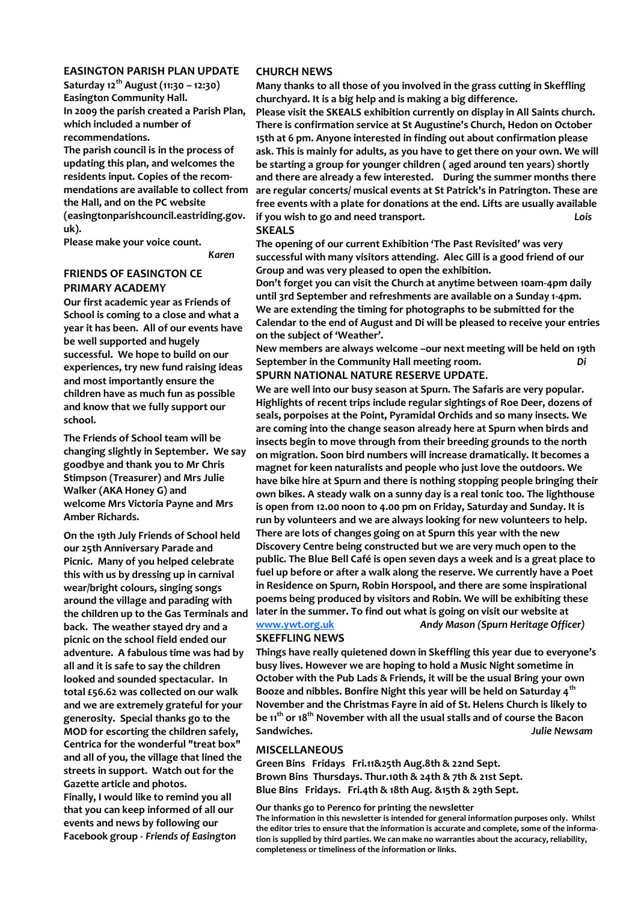## EASINGTON PARISH PLAN UPDATE

**Saturday 12th August (11:30 – 12:30)**
**Easington Community Hall.**

**In 2009 the parish created a Parish Plan, which included a number of recommendations.**

**The parish council is in the process of updating this plan, and welcomes the residents input. Copies of the recommendations are available to collect from the Hall, and on the PC website (easingtonparishcouncil.eastriding.gov.uk).**

**Please make your voice count.**

***Karen***

## FRIENDS OF EASINGTON CE PRIMARY ACADEMY

**Our first academic year as Friends of School is coming to a close and what a year it has been. All of our events have be well supported and hugely successful. We hope to build on our experiences, try new fund raising ideas and most importantly ensure the children have as much fun as possible and know that we fully support our school.**

**The Friends of School team will be changing slightly in September. We say goodbye and thank you to Mr Chris Stimpson (Treasurer) and Mrs Julie Walker (AKA Honey G) and welcome Mrs Victoria Payne and Mrs Amber Richards.**

**On the 19th July Friends of School held our 25th Anniversary Parade and Picnic. Many of you helped celebrate this with us by dressing up in carnival wear/bright colours, singing songs around the village and parading with the children up to the Gas Terminals and back. The weather stayed dry and a picnic on the school field ended our adventure. A fabulous time was had by all and it is safe to say the children looked and sounded spectacular. In total £56.62 was collected on our walk and we are extremely grateful for your generosity. Special thanks go to the MOD for escorting the children safely, Centrica for the wonderful "treat box" and all of you, the village that lined the streets in support. Watch out for the Gazette article and photos.**

**Finally, I would like to remind you all that you can keep informed of all our events and news by following our Facebook group -** ***Friends of Easington***

## CHURCH NEWS

**Many thanks to all those of you involved in the grass cutting in Skeffling churchyard. It is a big help and is making a big difference.**

**Please visit the SKEALS exhibition currently on display in All Saints church. There is confirmation service at St Augustine's Church, Hedon on October 15th at 6 pm. Anyone interested in finding out about confirmation please ask. This is mainly for adults, as you have to get there on your own. We will be starting a group for younger children ( aged around ten years) shortly and there are already a few interested. During the summer months there are regular concerts/ musical events at St Patrick's in Patrington. These are free events with a plate for donations at the end. Lifts are usually available if you wish to go and need transport.**

***Lois***

## SKEALS

**The opening of our current Exhibition 'The Past Revisited' was very successful with many visitors attending. Alec Gill is a good friend of our Group and was very pleased to open the exhibition.**

**Don't forget you can visit the Church at anytime between 10am-4pm daily until 3rd September and refreshments are available on a Sunday 1-4pm. We are extending the timing for photographs to be submitted for the Calendar to the end of August and Di will be pleased to receive your entries on the subject of 'Weather'.**

**New members are always welcome –our next meeting will be held on 19th September in the Community Hall meeting room.**

***Di***

## SPURN NATIONAL NATURE RESERVE UPDATE.

**We are well into our busy season at Spurn. The Safaris are very popular. Highlights of recent trips include regular sightings of Roe Deer, dozens of seals, porpoises at the Point, Pyramidal Orchids and so many insects. We are coming into the change season already here at Spurn when birds and insects begin to move through from their breeding grounds to the north on migration. Soon bird numbers will increase dramatically. It becomes a magnet for keen naturalists and people who just love the outdoors. We have bike hire at Spurn and there is nothing stopping people bringing their own bikes. A steady walk on a sunny day is a real tonic too. The lighthouse is open from 12.00 noon to 4.00 pm on Friday, Saturday and Sunday. It is run by volunteers and we are always looking for new volunteers to help. There are lots of changes going on at Spurn this year with the new Discovery Centre being constructed but we are very much open to the public. The Blue Bell Café is open seven days a week and is a great place to fuel up before or after a walk along the reserve. We currently have a Poet in Residence on Spurn, Robin Horspool, and there are some inspirational poems being produced by visitors and Robin. We will be exhibiting these later in the summer. To find out what is going on visit our website at www.ywt.org.uk**

***Andy Mason (Spurn Heritage Officer)***

## SKEFFLING NEWS

**Things have really quietened down in Skeffling this year due to everyone's busy lives. However we are hoping to hold a Music Night sometime in October with the Pub Lads & Friends, it will be the usual Bring your own Booze and nibbles. Bonfire Night this year will be held on Saturday 4th November and the Christmas Fayre in aid of St. Helens Church is likely to be 11th or 18th November with all the usual stalls and of course the Bacon Sandwiches.**

***Julie Newsam***

## MISCELLANEOUS

**Green Bins Fridays Fri.11&25th Aug.8th & 22nd Sept.**
**Brown Bins Thursdays. Thur.10th & 24th & 7th & 21st Sept.**
**Blue Bins Fridays. Fri.4th & 18th Aug. &15th & 29th Sept.**

**Our thanks go to Perenco for printing the newsletter**

**The information in this newsletter is intended for general information purposes only. Whilst the editor tries to ensure that the information is accurate and complete, some of the information is supplied by third parties. We can make no warranties about the accuracy, reliability, completeness or timeliness of the information or links.**